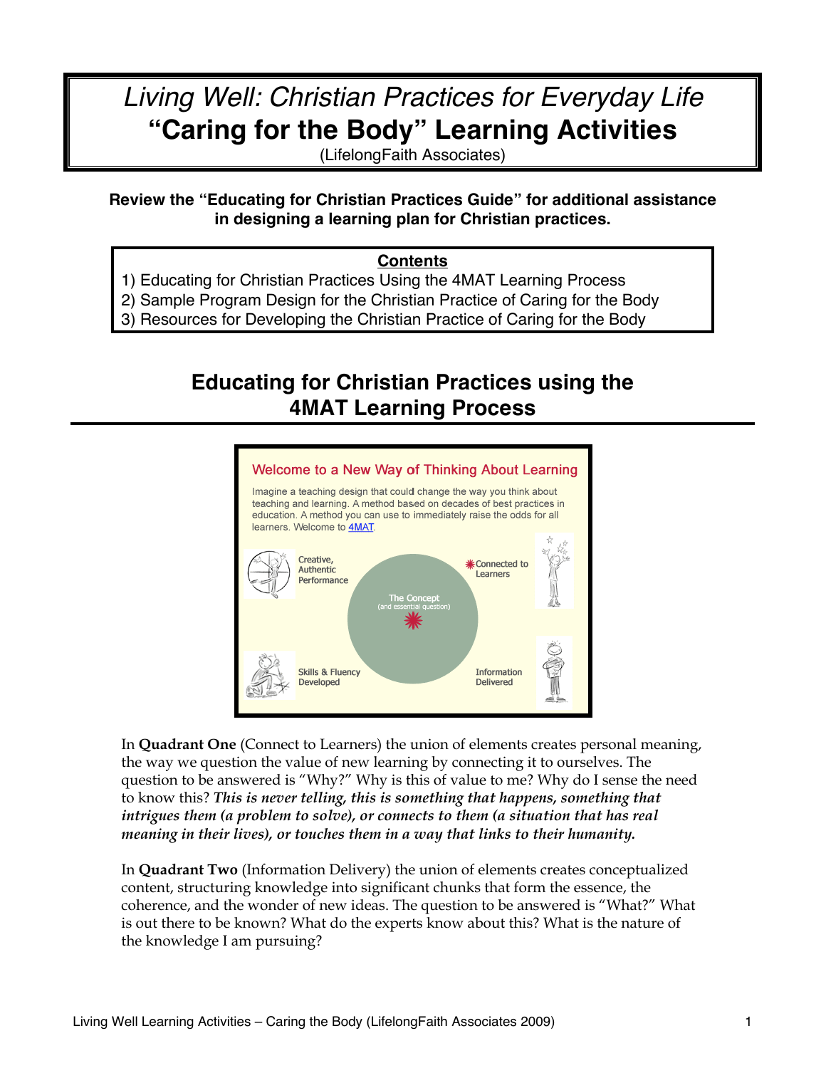# *Living Well: Christian Practices for Everyday Life*
# "Caring for the Body" Learning Activities

(LifelongFaith Associates)

**Review the "Educating for Christian Practices Guide" for additional assistance in designing a learning plan for Christian practices.**

**Contents**

1) Educating for Christian Practices Using the 4MAT Learning Process
2) Sample Program Design for the Christian Practice of Caring for the Body
3) Resources for Developing the Christian Practice of Caring for the Body

## Educating for Christian Practices using the 4MAT Learning Process

Welcome to a New Way of Thinking About Learning

Imagine a teaching design that could change the way you think about teaching and learning. A method based on decades of best practices in education. A method you can use to immediately raise the odds for all learners. Welcome to 4MAT.

- Creative, Authentic Performance
- Connected to Learners
- The Concept (and essential question)
- Skills & Fluency Developed
- Information Delivered

In **Quadrant One** (Connect to Learners) the union of elements creates personal meaning, the way we question the value of new learning by connecting it to ourselves. The question to be answered is "Why?" Why is this of value to me? Why do I sense the need to know this? ***This is never telling, this is something that happens, something that intrigues them (a problem to solve), or connects to them (a situation that has real meaning in their lives), or touches them in a way that links to their humanity.***

In **Quadrant Two** (Information Delivery) the union of elements creates conceptualized content, structuring knowledge into significant chunks that form the essence, the coherence, and the wonder of new ideas. The question to be answered is "What?" What is out there to be known? What do the experts know about this? What is the nature of the knowledge I am pursuing?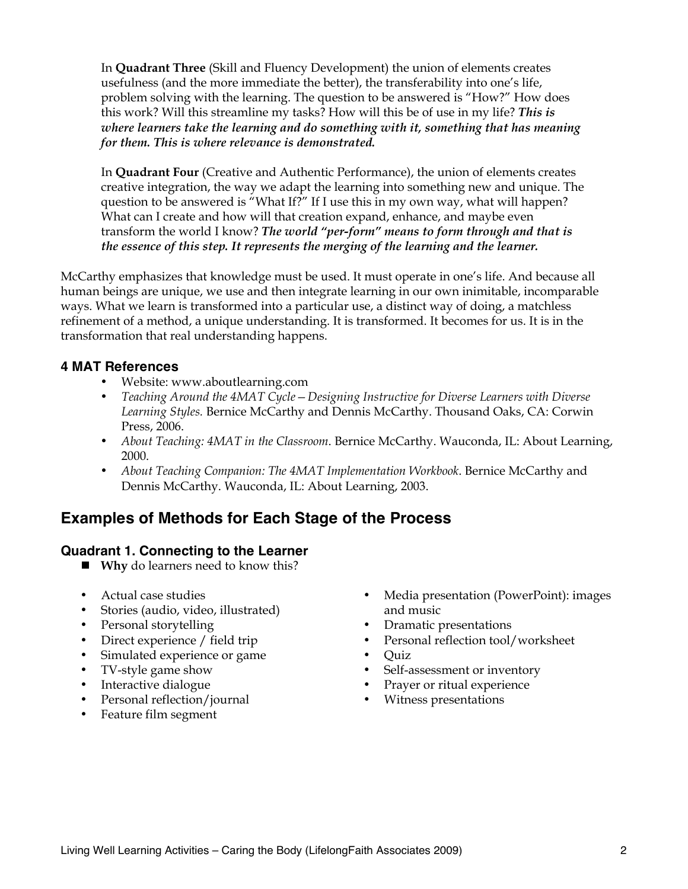In **Quadrant Three** (Skill and Fluency Development) the union of elements creates usefulness (and the more immediate the better), the transferability into one's life, problem solving with the learning. The question to be answered is "How?" How does this work? Will this streamline my tasks? How will this be of use in my life? ***This is where learners take the learning and do something with it, something that has meaning for them. This is where relevance is demonstrated.***

In **Quadrant Four** (Creative and Authentic Performance), the union of elements creates creative integration, the way we adapt the learning into something new and unique. The question to be answered is "What If?" If I use this in my own way, what will happen? What can I create and how will that creation expand, enhance, and maybe even transform the world I know? ***The world "per-form" means to form through and that is the essence of this step. It represents the merging of the learning and the learner.***

McCarthy emphasizes that knowledge must be used. It must operate in one's life. And because all human beings are unique, we use and then integrate learning in our own inimitable, incomparable ways. What we learn is transformed into a particular use, a distinct way of doing, a matchless refinement of a method, a unique understanding. It is transformed. It becomes for us. It is in the transformation that real understanding happens.

### 4 MAT References

- Website: www.aboutlearning.com
- *Teaching Around the 4MAT Cycle—Designing Instructive for Diverse Learners with Diverse Learning Styles.* Bernice McCarthy and Dennis McCarthy. Thousand Oaks, CA: Corwin Press, 2006.
- *About Teaching: 4MAT in the Classroom*. Bernice McCarthy. Wauconda, IL: About Learning, 2000.
- *About Teaching Companion: The 4MAT Implementation Workbook*. Bernice McCarthy and Dennis McCarthy. Wauconda, IL: About Learning, 2003.

## Examples of Methods for Each Stage of the Process

### Quadrant 1. Connecting to the Learner

- **Why** do learners need to know this?

- Actual case studies
- Stories (audio, video, illustrated)
- Personal storytelling
- Direct experience / field trip
- Simulated experience or game
- TV-style game show
- Interactive dialogue
- Personal reflection/journal
- Feature film segment
- Media presentation (PowerPoint): images and music
- Dramatic presentations
- Personal reflection tool/worksheet
- Quiz
- Self-assessment or inventory
- Prayer or ritual experience
- Witness presentations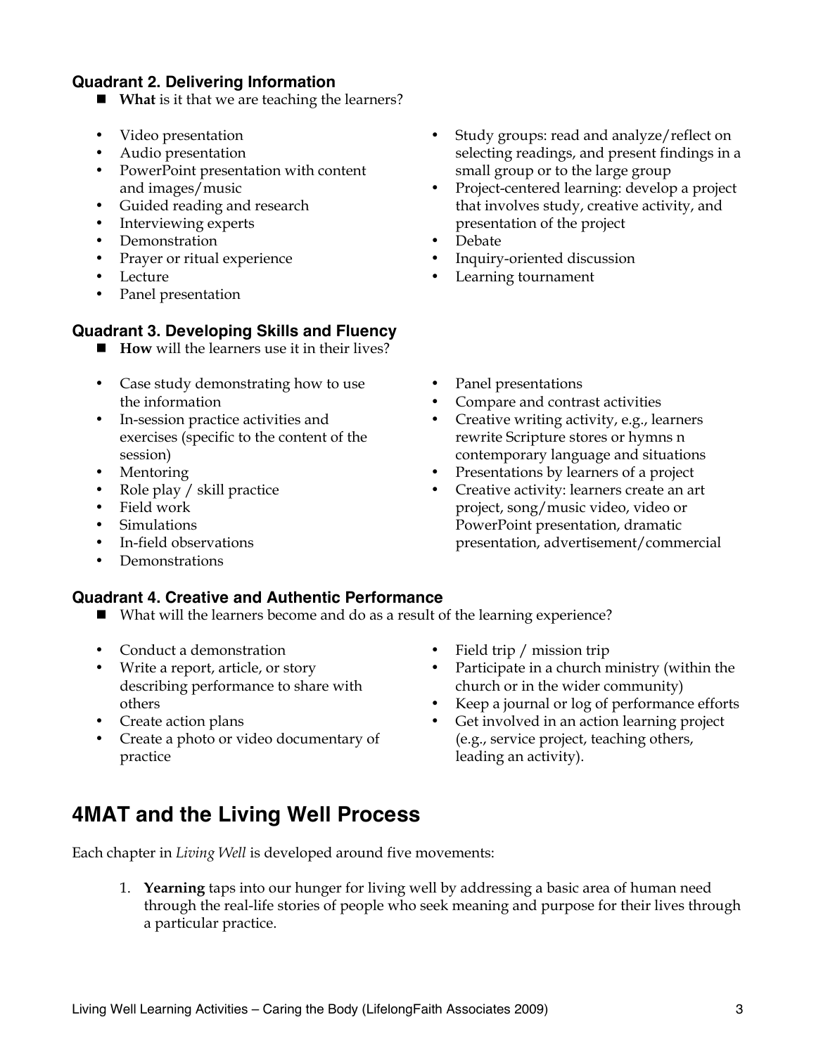### Quadrant 2. Delivering Information

- **What** is it that we are teaching the learners?

- Video presentation
- Audio presentation
- PowerPoint presentation with content and images/music
- Guided reading and research
- Interviewing experts
- Demonstration
- Prayer or ritual experience
- Lecture
- Panel presentation
- Study groups: read and analyze/reflect on selecting readings, and present findings in a small group or to the large group
- Project-centered learning: develop a project that involves study, creative activity, and presentation of the project
- Debate
- Inquiry-oriented discussion
- Learning tournament

### Quadrant 3. Developing Skills and Fluency

- **How** will the learners use it in their lives?

- Case study demonstrating how to use the information
- In-session practice activities and exercises (specific to the content of the session)
- Mentoring
- Role play / skill practice
- Field work
- Simulations
- In-field observations
- Demonstrations
- Panel presentations
- Compare and contrast activities
- Creative writing activity, e.g., learners rewrite Scripture stores or hymns n contemporary language and situations
- Presentations by learners of a project
- Creative activity: learners create an art project, song/music video, video or PowerPoint presentation, dramatic presentation, advertisement/commercial

### Quadrant 4. Creative and Authentic Performance

- What will the learners become and do as a result of the learning experience?

- Conduct a demonstration
- Write a report, article, or story describing performance to share with others
- Create action plans
- Create a photo or video documentary of practice
- Field trip / mission trip
- Participate in a church ministry (within the church or in the wider community)
- Keep a journal or log of performance efforts
- Get involved in an action learning project (e.g., service project, teaching others, leading an activity).

## 4MAT and the Living Well Process

Each chapter in *Living Well* is developed around five movements:

1. **Yearning** taps into our hunger for living well by addressing a basic area of human need through the real-life stories of people who seek meaning and purpose for their lives through a particular practice.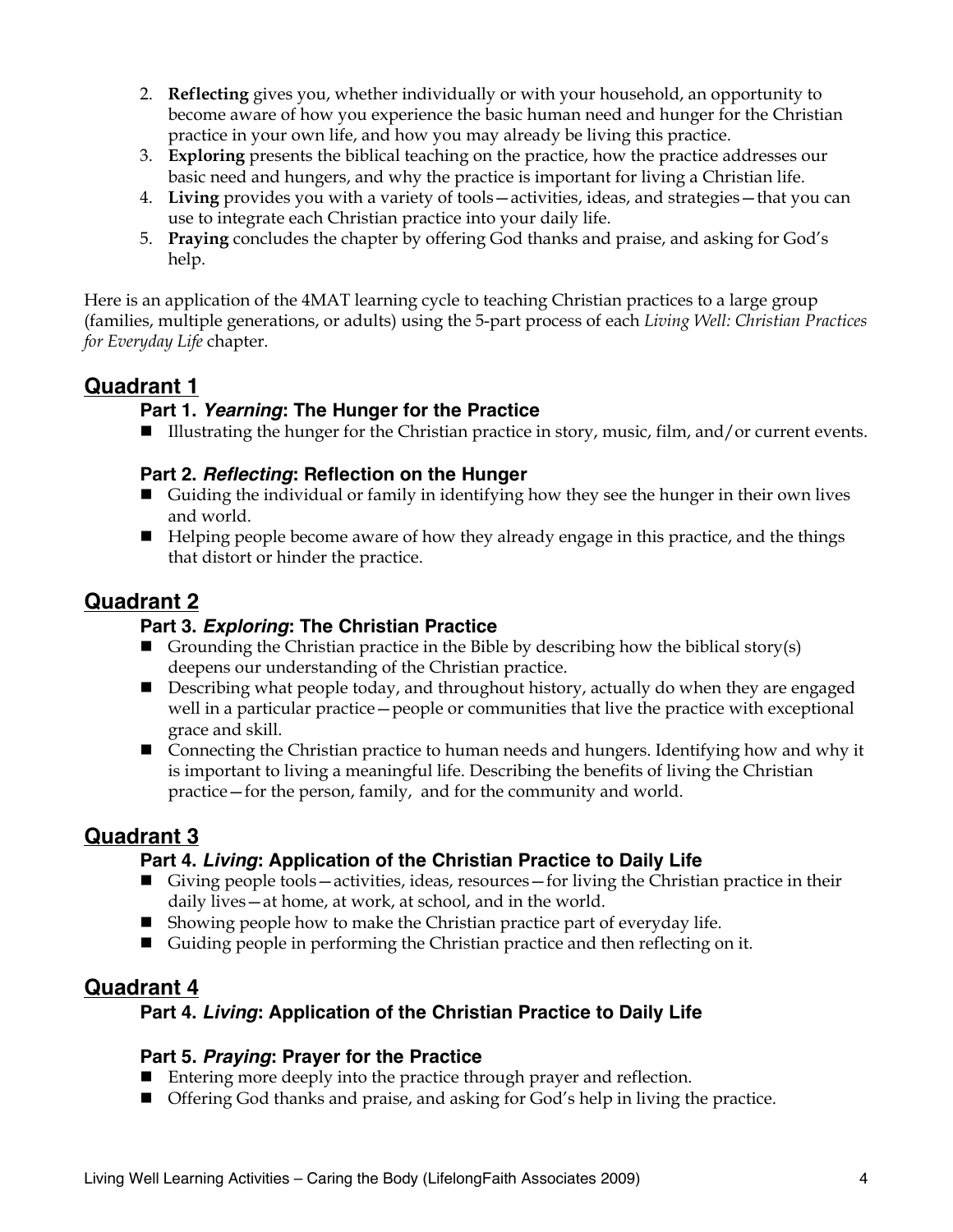2. **Reflecting** gives you, whether individually or with your household, an opportunity to become aware of how you experience the basic human need and hunger for the Christian practice in your own life, and how you may already be living this practice.
3. **Exploring** presents the biblical teaching on the practice, how the practice addresses our basic need and hungers, and why the practice is important for living a Christian life.
4. **Living** provides you with a variety of tools—activities, ideas, and strategies—that you can use to integrate each Christian practice into your daily life.
5. **Praying** concludes the chapter by offering God thanks and praise, and asking for God's help.

Here is an application of the 4MAT learning cycle to teaching Christian practices to a large group (families, multiple generations, or adults) using the 5-part process of each *Living Well: Christian Practices for Everyday Life* chapter.

## Quadrant 1

### Part 1. *Yearning*: The Hunger for the Practice

- Illustrating the hunger for the Christian practice in story, music, film, and/or current events.

### Part 2. *Reflecting*: Reflection on the Hunger

- Guiding the individual or family in identifying how they see the hunger in their own lives and world.
- Helping people become aware of how they already engage in this practice, and the things that distort or hinder the practice.

## Quadrant 2

### Part 3. *Exploring*: The Christian Practice

- Grounding the Christian practice in the Bible by describing how the biblical story(s) deepens our understanding of the Christian practice.
- Describing what people today, and throughout history, actually do when they are engaged well in a particular practice—people or communities that live the practice with exceptional grace and skill.
- Connecting the Christian practice to human needs and hungers. Identifying how and why it is important to living a meaningful life. Describing the benefits of living the Christian practice—for the person, family, and for the community and world.

## Quadrant 3

### Part 4. *Living*: Application of the Christian Practice to Daily Life

- Giving people tools—activities, ideas, resources—for living the Christian practice in their daily lives—at home, at work, at school, and in the world.
- Showing people how to make the Christian practice part of everyday life.
- Guiding people in performing the Christian practice and then reflecting on it.

## Quadrant 4

### Part 4. *Living*: Application of the Christian Practice to Daily Life

### Part 5. *Praying*: Prayer for the Practice

- Entering more deeply into the practice through prayer and reflection.
- Offering God thanks and praise, and asking for God's help in living the practice.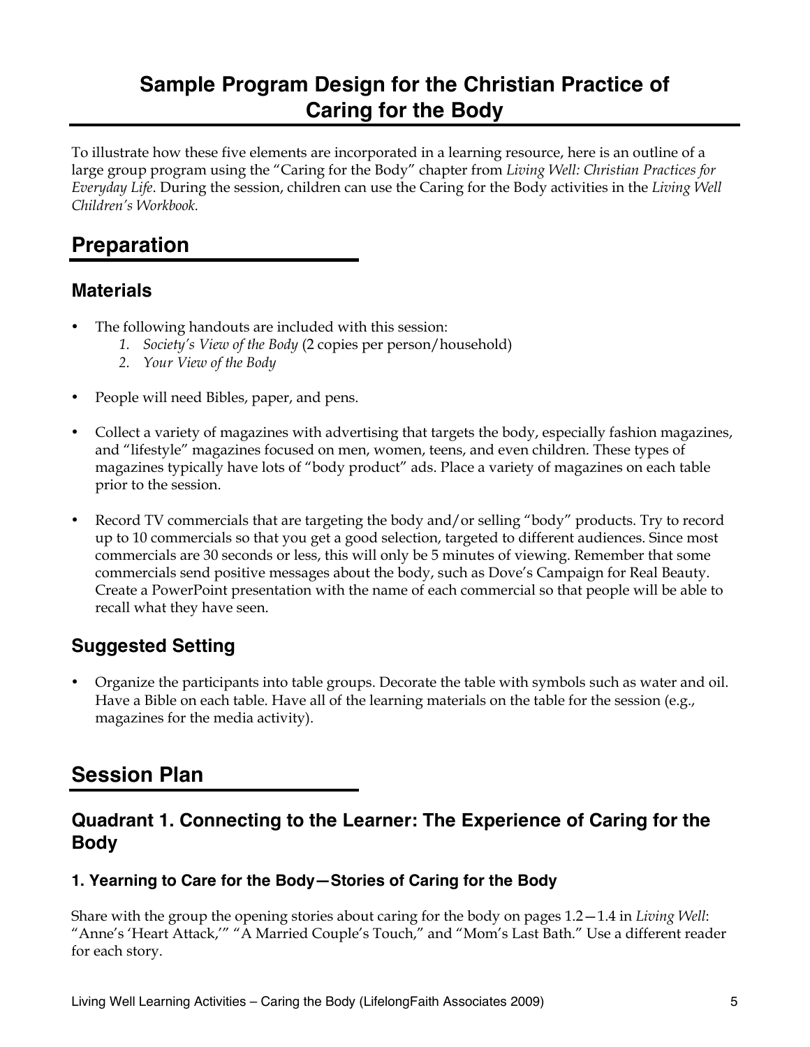# Sample Program Design for the Christian Practice of Caring for the Body

To illustrate how these five elements are incorporated in a learning resource, here is an outline of a large group program using the "Caring for the Body" chapter from *Living Well: Christian Practices for Everyday Life*. During the session, children can use the Caring for the Body activities in the *Living Well Children's Workbook.*

## Preparation

### Materials

- The following handouts are included with this session:
  1. *Society's View of the Body* (2 copies per person/household)
  2. *Your View of the Body*

- People will need Bibles, paper, and pens.

- Collect a variety of magazines with advertising that targets the body, especially fashion magazines, and "lifestyle" magazines focused on men, women, teens, and even children. These types of magazines typically have lots of "body product" ads. Place a variety of magazines on each table prior to the session.

- Record TV commercials that are targeting the body and/or selling "body" products. Try to record up to 10 commercials so that you get a good selection, targeted to different audiences. Since most commercials are 30 seconds or less, this will only be 5 minutes of viewing. Remember that some commercials send positive messages about the body, such as Dove's Campaign for Real Beauty. Create a PowerPoint presentation with the name of each commercial so that people will be able to recall what they have seen.

### Suggested Setting

- Organize the participants into table groups. Decorate the table with symbols such as water and oil. Have a Bible on each table. Have all of the learning materials on the table for the session (e.g., magazines for the media activity).

## Session Plan

### Quadrant 1. Connecting to the Learner: The Experience of Caring for the Body

#### 1. Yearning to Care for the Body—Stories of Caring for the Body

Share with the group the opening stories about caring for the body on pages 1.2—1.4 in *Living Well*: "Anne's 'Heart Attack,'" "A Married Couple's Touch," and "Mom's Last Bath." Use a different reader for each story.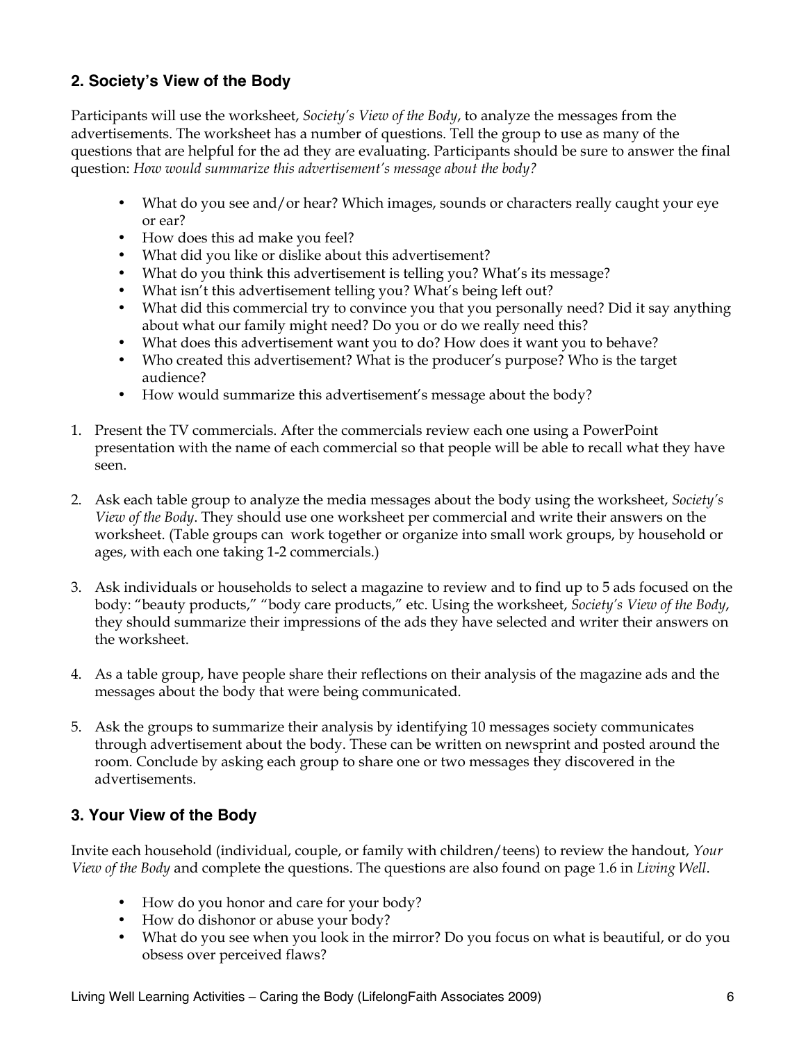### 2. Society's View of the Body

Participants will use the worksheet, *Society's View of the Body*, to analyze the messages from the advertisements. The worksheet has a number of questions. Tell the group to use as many of the questions that are helpful for the ad they are evaluating. Participants should be sure to answer the final question: *How would summarize this advertisement's message about the body?*

- What do you see and/or hear? Which images, sounds or characters really caught your eye or ear?
- How does this ad make you feel?
- What did you like or dislike about this advertisement?
- What do you think this advertisement is telling you? What's its message?
- What isn't this advertisement telling you? What's being left out?
- What did this commercial try to convince you that you personally need? Did it say anything about what our family might need? Do you or do we really need this?
- What does this advertisement want you to do? How does it want you to behave?
- Who created this advertisement? What is the producer's purpose? Who is the target audience?
- How would summarize this advertisement's message about the body?

1. Present the TV commercials. After the commercials review each one using a PowerPoint presentation with the name of each commercial so that people will be able to recall what they have seen.

2. Ask each table group to analyze the media messages about the body using the worksheet, *Society's View of the Body*. They should use one worksheet per commercial and write their answers on the worksheet. (Table groups can work together or organize into small work groups, by household or ages, with each one taking 1-2 commercials.)

3. Ask individuals or households to select a magazine to review and to find up to 5 ads focused on the body: "beauty products," "body care products," etc. Using the worksheet, *Society's View of the Body*, they should summarize their impressions of the ads they have selected and writer their answers on the worksheet.

4. As a table group, have people share their reflections on their analysis of the magazine ads and the messages about the body that were being communicated.

5. Ask the groups to summarize their analysis by identifying 10 messages society communicates through advertisement about the body. These can be written on newsprint and posted around the room. Conclude by asking each group to share one or two messages they discovered in the advertisements.

### 3. Your View of the Body

Invite each household (individual, couple, or family with children/teens) to review the handout, *Your View of the Body* and complete the questions. The questions are also found on page 1.6 in *Living Well*.

- How do you honor and care for your body?
- How do dishonor or abuse your body?
- What do you see when you look in the mirror? Do you focus on what is beautiful, or do you obsess over perceived flaws?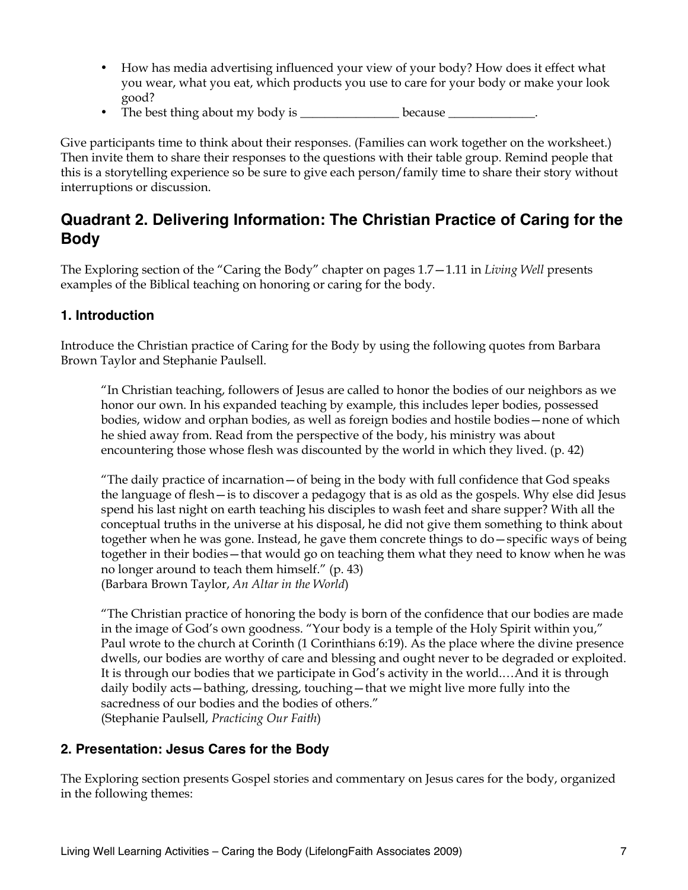- How has media advertising influenced your view of your body? How does it effect what you wear, what you eat, which products you use to care for your body or make your look good?
- The best thing about my body is ________________ because ______________.

Give participants time to think about their responses. (Families can work together on the worksheet.) Then invite them to share their responses to the questions with their table group. Remind people that this is a storytelling experience so be sure to give each person/family time to share their story without interruptions or discussion.

## Quadrant 2. Delivering Information: The Christian Practice of Caring for the Body

The Exploring section of the "Caring the Body" chapter on pages 1.7—1.11 in *Living Well* presents examples of the Biblical teaching on honoring or caring for the body.

### 1. Introduction

Introduce the Christian practice of Caring for the Body by using the following quotes from Barbara Brown Taylor and Stephanie Paulsell.

> "In Christian teaching, followers of Jesus are called to honor the bodies of our neighbors as we honor our own. In his expanded teaching by example, this includes leper bodies, possessed bodies, widow and orphan bodies, as well as foreign bodies and hostile bodies—none of which he shied away from. Read from the perspective of the body, his ministry was about encountering those whose flesh was discounted by the world in which they lived. (p. 42)
>
> "The daily practice of incarnation—of being in the body with full confidence that God speaks the language of flesh—is to discover a pedagogy that is as old as the gospels. Why else did Jesus spend his last night on earth teaching his disciples to wash feet and share supper? With all the conceptual truths in the universe at his disposal, he did not give them something to think about together when he was gone. Instead, he gave them concrete things to do—specific ways of being together in their bodies—that would go on teaching them what they need to know when he was no longer around to teach them himself." (p. 43)
> (Barbara Brown Taylor, *An Altar in the World*)
>
> "The Christian practice of honoring the body is born of the confidence that our bodies are made in the image of God's own goodness. "Your body is a temple of the Holy Spirit within you," Paul wrote to the church at Corinth (1 Corinthians 6:19). As the place where the divine presence dwells, our bodies are worthy of care and blessing and ought never to be degraded or exploited. It is through our bodies that we participate in God's activity in the world.…And it is through daily bodily acts—bathing, dressing, touching—that we might live more fully into the sacredness of our bodies and the bodies of others."
> (Stephanie Paulsell, *Practicing Our Faith*)

### 2. Presentation: Jesus Cares for the Body

The Exploring section presents Gospel stories and commentary on Jesus cares for the body, organized in the following themes: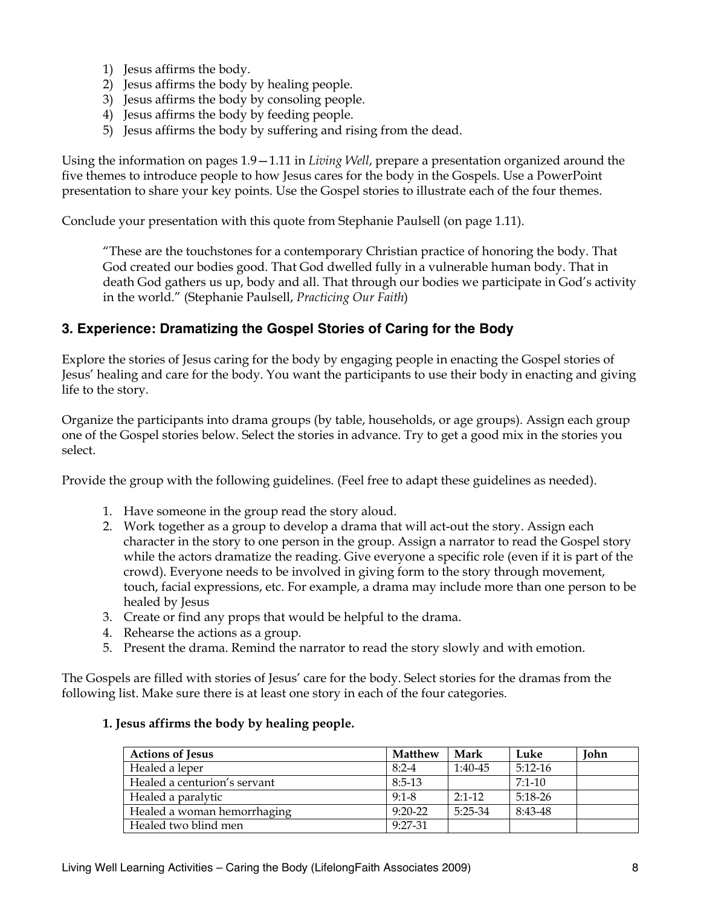1) Jesus affirms the body.
2) Jesus affirms the body by healing people.
3) Jesus affirms the body by consoling people.
4) Jesus affirms the body by feeding people.
5) Jesus affirms the body by suffering and rising from the dead.

Using the information on pages 1.9—1.11 in *Living Well*, prepare a presentation organized around the five themes to introduce people to how Jesus cares for the body in the Gospels. Use a PowerPoint presentation to share your key points. Use the Gospel stories to illustrate each of the four themes.

Conclude your presentation with this quote from Stephanie Paulsell (on page 1.11).

> "These are the touchstones for a contemporary Christian practice of honoring the body. That God created our bodies good. That God dwelled fully in a vulnerable human body. That in death God gathers us up, body and all. That through our bodies we participate in God's activity in the world." (Stephanie Paulsell, *Practicing Our Faith*)

### 3. Experience: Dramatizing the Gospel Stories of Caring for the Body

Explore the stories of Jesus caring for the body by engaging people in enacting the Gospel stories of Jesus' healing and care for the body. You want the participants to use their body in enacting and giving life to the story.

Organize the participants into drama groups (by table, households, or age groups). Assign each group one of the Gospel stories below. Select the stories in advance. Try to get a good mix in the stories you select.

Provide the group with the following guidelines. (Feel free to adapt these guidelines as needed).

1. Have someone in the group read the story aloud.
2. Work together as a group to develop a drama that will act-out the story. Assign each character in the story to one person in the group. Assign a narrator to read the Gospel story while the actors dramatize the reading. Give everyone a specific role (even if it is part of the crowd). Everyone needs to be involved in giving form to the story through movement, touch, facial expressions, etc. For example, a drama may include more than one person to be healed by Jesus
3. Create or find any props that would be helpful to the drama.
4. Rehearse the actions as a group.
5. Present the drama. Remind the narrator to read the story slowly and with emotion.

The Gospels are filled with stories of Jesus' care for the body. Select stories for the dramas from the following list. Make sure there is at least one story in each of the four categories.

**1. Jesus affirms the body by healing people.**

| Actions of Jesus | Matthew | Mark | Luke | John |
|---|---|---|---|---|
| Healed a leper | 8:2-4 | 1:40-45 | 5:12-16 | |
| Healed a centurion's servant | 8:5-13 | | 7:1-10 | |
| Healed a paralytic | 9:1-8 | 2:1-12 | 5:18-26 | |
| Healed a woman hemorrhaging | 9:20-22 | 5:25-34 | 8:43-48 | |
| Healed two blind men | 9:27-31 | | | |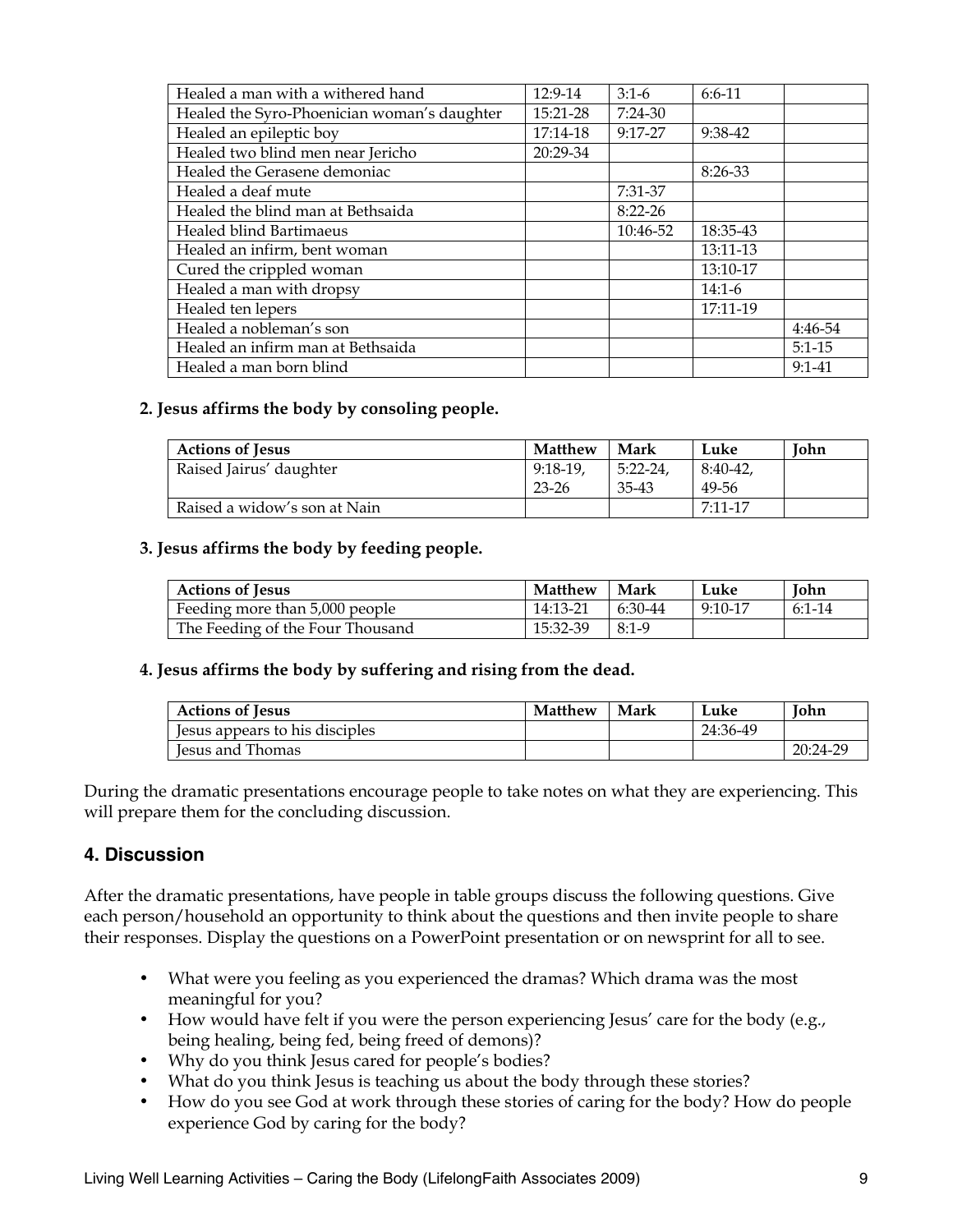| | | | | |
|---|---|---|---|---|
| Healed a man with a withered hand | 12:9-14 | 3:1-6 | 6:6-11 | |
| Healed the Syro-Phoenician woman's daughter | 15:21-28 | 7:24-30 | | |
| Healed an epileptic boy | 17:14-18 | 9:17-27 | 9:38-42 | |
| Healed two blind men near Jericho | 20:29-34 | | | |
| Healed the Gerasene demoniac | | | 8:26-33 | |
| Healed a deaf mute | | 7:31-37 | | |
| Healed the blind man at Bethsaida | | 8:22-26 | | |
| Healed blind Bartimaeus | | 10:46-52 | 18:35-43 | |
| Healed an infirm, bent woman | | | 13:11-13 | |
| Cured the crippled woman | | | 13:10-17 | |
| Healed a man with dropsy | | | 14:1-6 | |
| Healed ten lepers | | | 17:11-19 | |
| Healed a nobleman's son | | | | 4:46-54 |
| Healed an infirm man at Bethsaida | | | | 5:1-15 |
| Healed a man born blind | | | | 9:1-41 |

**2. Jesus affirms the body by consoling people.**

| Actions of Jesus | Matthew | Mark | Luke | John |
|---|---|---|---|---|
| Raised Jairus' daughter | 9:18-19, 23-26 | 5:22-24, 35-43 | 8:40-42, 49-56 | |
| Raised a widow's son at Nain | | | 7:11-17 | |

**3. Jesus affirms the body by feeding people.**

| Actions of Jesus | Matthew | Mark | Luke | John |
|---|---|---|---|---|
| Feeding more than 5,000 people | 14:13-21 | 6:30-44 | 9:10-17 | 6:1-14 |
| The Feeding of the Four Thousand | 15:32-39 | 8:1-9 | | |

**4. Jesus affirms the body by suffering and rising from the dead.**

| Actions of Jesus | Matthew | Mark | Luke | John |
|---|---|---|---|---|
| Jesus appears to his disciples | | | 24:36-49 | |
| Jesus and Thomas | | | | 20:24-29 |

During the dramatic presentations encourage people to take notes on what they are experiencing. This will prepare them for the concluding discussion.

## 4. Discussion

After the dramatic presentations, have people in table groups discuss the following questions. Give each person/household an opportunity to think about the questions and then invite people to share their responses. Display the questions on a PowerPoint presentation or on newsprint for all to see.

- What were you feeling as you experienced the dramas? Which drama was the most meaningful for you?
- How would have felt if you were the person experiencing Jesus' care for the body (e.g., being healing, being fed, being freed of demons)?
- Why do you think Jesus cared for people's bodies?
- What do you think Jesus is teaching us about the body through these stories?
- How do you see God at work through these stories of caring for the body? How do people experience God by caring for the body?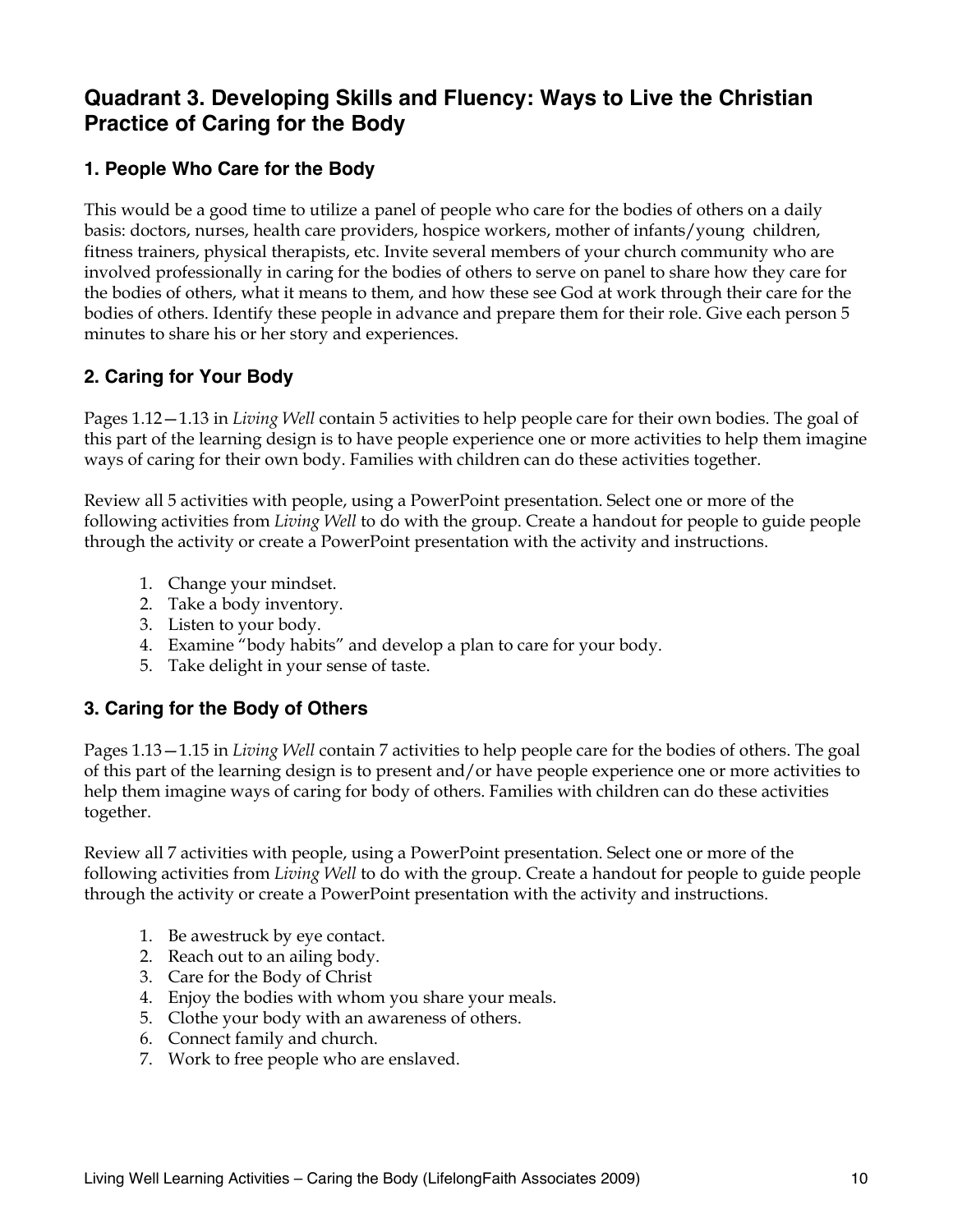## Quadrant 3. Developing Skills and Fluency: Ways to Live the Christian Practice of Caring for the Body

### 1. People Who Care for the Body

This would be a good time to utilize a panel of people who care for the bodies of others on a daily basis: doctors, nurses, health care providers, hospice workers, mother of infants/young children, fitness trainers, physical therapists, etc. Invite several members of your church community who are involved professionally in caring for the bodies of others to serve on panel to share how they care for the bodies of others, what it means to them, and how these see God at work through their care for the bodies of others. Identify these people in advance and prepare them for their role. Give each person 5 minutes to share his or her story and experiences.

### 2. Caring for Your Body

Pages 1.12—1.13 in *Living Well* contain 5 activities to help people care for their own bodies. The goal of this part of the learning design is to have people experience one or more activities to help them imagine ways of caring for their own body. Families with children can do these activities together.

Review all 5 activities with people, using a PowerPoint presentation. Select one or more of the following activities from *Living Well* to do with the group. Create a handout for people to guide people through the activity or create a PowerPoint presentation with the activity and instructions.

1. Change your mindset.
2. Take a body inventory.
3. Listen to your body.
4. Examine "body habits" and develop a plan to care for your body.
5. Take delight in your sense of taste.

### 3. Caring for the Body of Others

Pages 1.13—1.15 in *Living Well* contain 7 activities to help people care for the bodies of others. The goal of this part of the learning design is to present and/or have people experience one or more activities to help them imagine ways of caring for body of others. Families with children can do these activities together.

Review all 7 activities with people, using a PowerPoint presentation. Select one or more of the following activities from *Living Well* to do with the group. Create a handout for people to guide people through the activity or create a PowerPoint presentation with the activity and instructions.

1. Be awestruck by eye contact.
2. Reach out to an ailing body.
3. Care for the Body of Christ
4. Enjoy the bodies with whom you share your meals.
5. Clothe your body with an awareness of others.
6. Connect family and church.
7. Work to free people who are enslaved.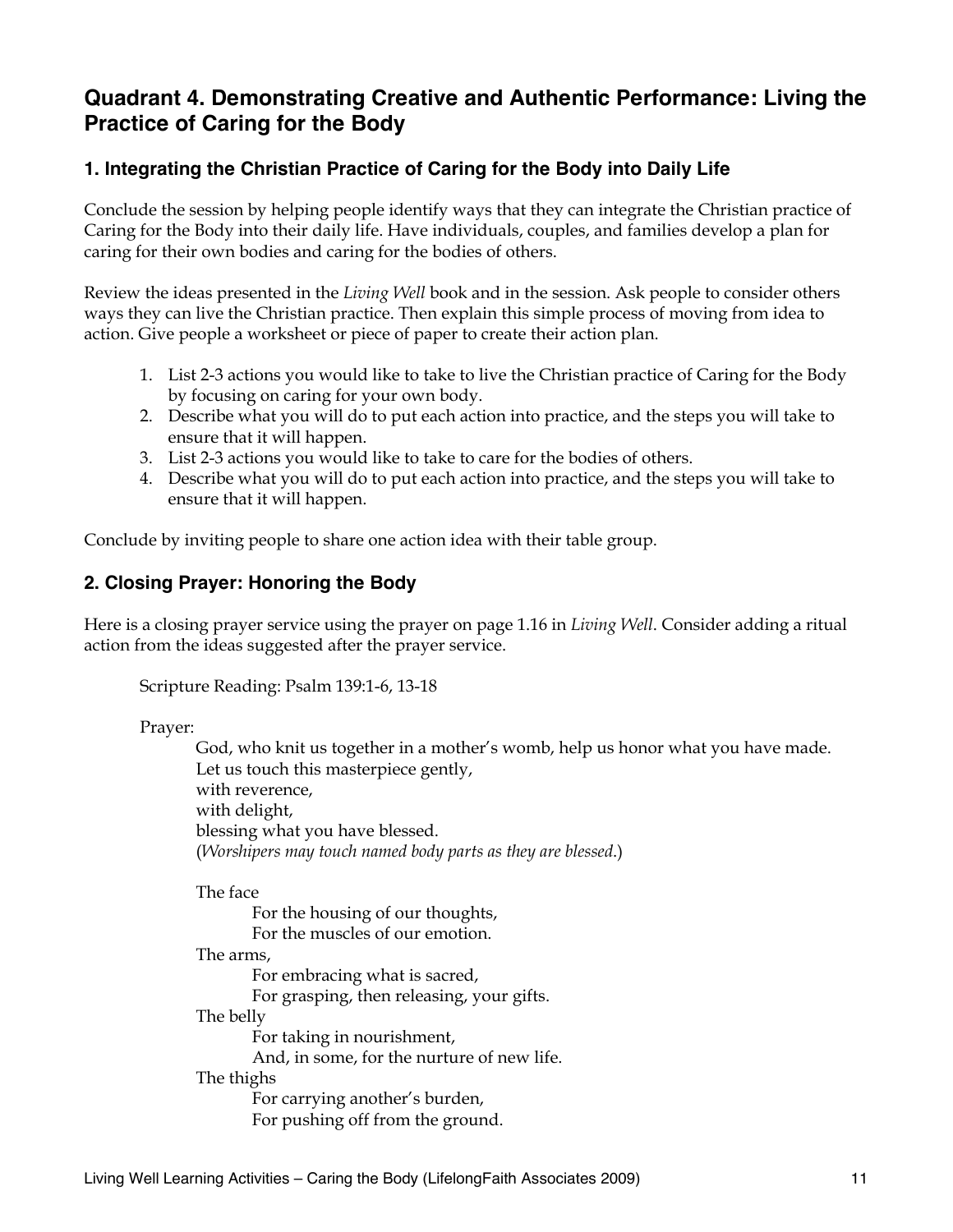## Quadrant 4. Demonstrating Creative and Authentic Performance: Living the Practice of Caring for the Body

### 1. Integrating the Christian Practice of Caring for the Body into Daily Life

Conclude the session by helping people identify ways that they can integrate the Christian practice of Caring for the Body into their daily life. Have individuals, couples, and families develop a plan for caring for their own bodies and caring for the bodies of others.

Review the ideas presented in the *Living Well* book and in the session. Ask people to consider others ways they can live the Christian practice. Then explain this simple process of moving from idea to action. Give people a worksheet or piece of paper to create their action plan.

1. List 2-3 actions you would like to take to live the Christian practice of Caring for the Body by focusing on caring for your own body.
2. Describe what you will do to put each action into practice, and the steps you will take to ensure that it will happen.
3. List 2-3 actions you would like to take to care for the bodies of others.
4. Describe what you will do to put each action into practice, and the steps you will take to ensure that it will happen.

Conclude by inviting people to share one action idea with their table group.

### 2. Closing Prayer: Honoring the Body

Here is a closing prayer service using the prayer on page 1.16 in *Living Well*. Consider adding a ritual action from the ideas suggested after the prayer service.

Scripture Reading: Psalm 139:1-6, 13-18

Prayer:

God, who knit us together in a mother's womb, help us honor what you have made.
Let us touch this masterpiece gently,
with reverence,
with delight,
blessing what you have blessed.
(*Worshipers may touch named body parts as they are blessed*.)

The face
For the housing of our thoughts,
For the muscles of our emotion.

The arms,
For embracing what is sacred,
For grasping, then releasing, your gifts.

The belly
For taking in nourishment,
And, in some, for the nurture of new life.

The thighs
For carrying another's burden,
For pushing off from the ground.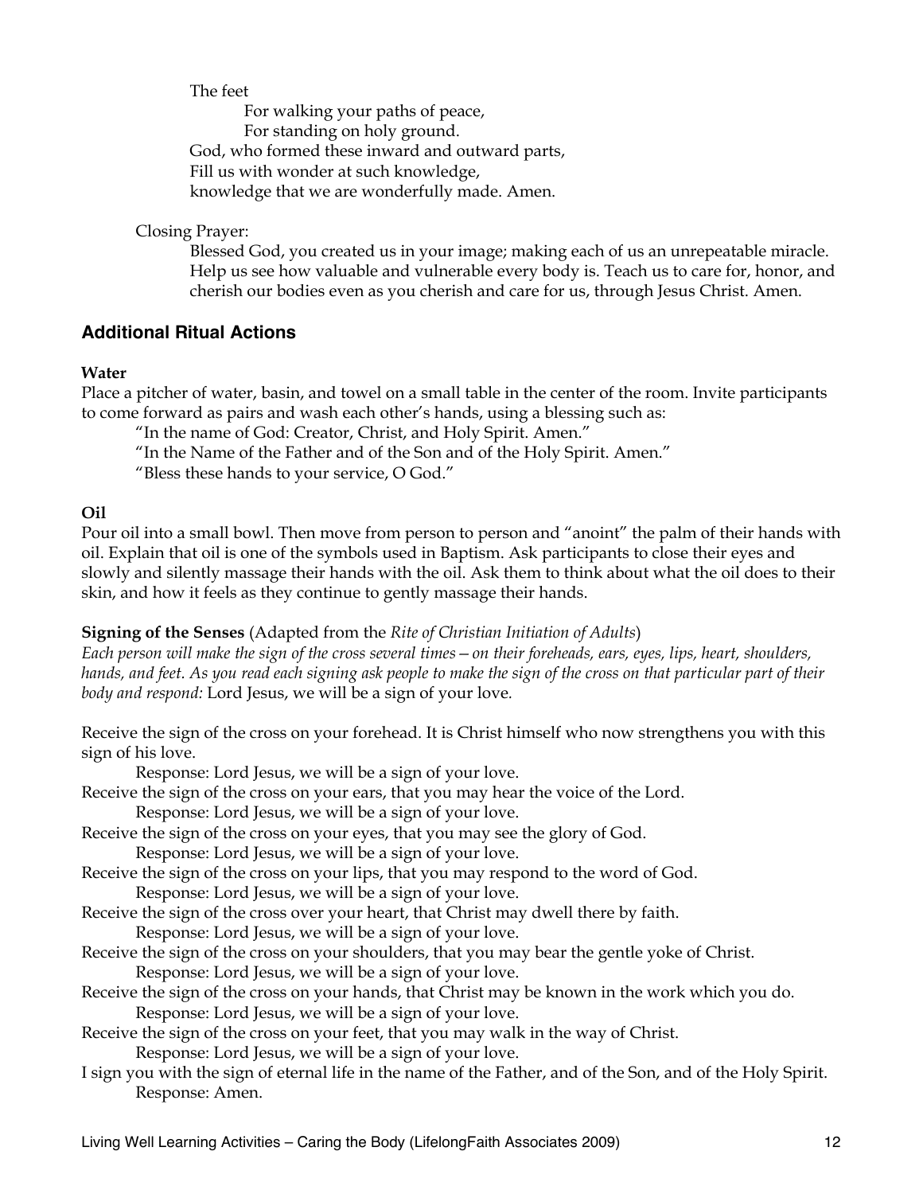The feet

For walking your paths of peace,
For standing on holy ground.

God, who formed these inward and outward parts,
Fill us with wonder at such knowledge,
knowledge that we are wonderfully made. Amen.

Closing Prayer:

Blessed God, you created us in your image; making each of us an unrepeatable miracle. Help us see how valuable and vulnerable every body is. Teach us to care for, honor, and cherish our bodies even as you cherish and care for us, through Jesus Christ. Amen.

## Additional Ritual Actions

**Water**

Place a pitcher of water, basin, and towel on a small table in the center of the room. Invite participants to come forward as pairs and wash each other's hands, using a blessing such as:

"In the name of God: Creator, Christ, and Holy Spirit. Amen."
"In the Name of the Father and of the Son and of the Holy Spirit. Amen."
"Bless these hands to your service, O God."

**Oil**

Pour oil into a small bowl. Then move from person to person and "anoint" the palm of their hands with oil. Explain that oil is one of the symbols used in Baptism. Ask participants to close their eyes and slowly and silently massage their hands with the oil. Ask them to think about what the oil does to their skin, and how it feels as they continue to gently massage their hands.

**Signing of the Senses** (Adapted from the *Rite of Christian Initiation of Adults*)

*Each person will make the sign of the cross several times—on their foreheads, ears, eyes, lips, heart, shoulders, hands, and feet. As you read each signing ask people to make the sign of the cross on that particular part of their body and respond:* Lord Jesus, we will be a sign of your love.

Receive the sign of the cross on your forehead. It is Christ himself who now strengthens you with this sign of his love.

Response: Lord Jesus, we will be a sign of your love.

Receive the sign of the cross on your ears, that you may hear the voice of the Lord.

Response: Lord Jesus, we will be a sign of your love.

Receive the sign of the cross on your eyes, that you may see the glory of God.

Response: Lord Jesus, we will be a sign of your love.

Receive the sign of the cross on your lips, that you may respond to the word of God.

Response: Lord Jesus, we will be a sign of your love.

Receive the sign of the cross over your heart, that Christ may dwell there by faith.

Response: Lord Jesus, we will be a sign of your love.

Receive the sign of the cross on your shoulders, that you may bear the gentle yoke of Christ.

Response: Lord Jesus, we will be a sign of your love.

Receive the sign of the cross on your hands, that Christ may be known in the work which you do.

Response: Lord Jesus, we will be a sign of your love.

Receive the sign of the cross on your feet, that you may walk in the way of Christ.

Response: Lord Jesus, we will be a sign of your love.

I sign you with the sign of eternal life in the name of the Father, and of the Son, and of the Holy Spirit.

Response: Amen.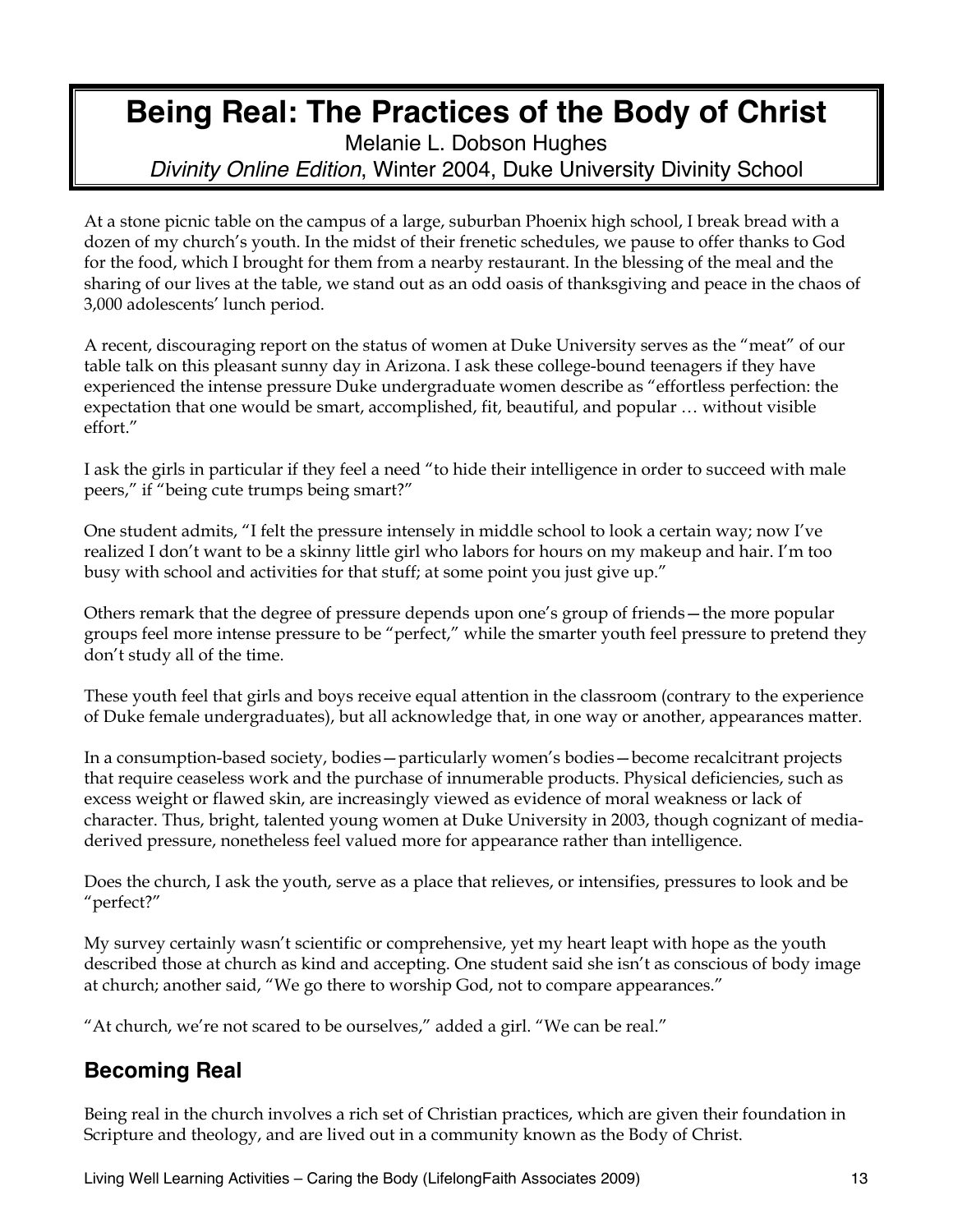# Being Real: The Practices of the Body of Christ

Melanie L. Dobson Hughes

*Divinity Online Edition*, Winter 2004, Duke University Divinity School

At a stone picnic table on the campus of a large, suburban Phoenix high school, I break bread with a dozen of my church's youth. In the midst of their frenetic schedules, we pause to offer thanks to God for the food, which I brought for them from a nearby restaurant. In the blessing of the meal and the sharing of our lives at the table, we stand out as an odd oasis of thanksgiving and peace in the chaos of 3,000 adolescents' lunch period.

A recent, discouraging report on the status of women at Duke University serves as the "meat" of our table talk on this pleasant sunny day in Arizona. I ask these college-bound teenagers if they have experienced the intense pressure Duke undergraduate women describe as "effortless perfection: the expectation that one would be smart, accomplished, fit, beautiful, and popular … without visible effort."

I ask the girls in particular if they feel a need "to hide their intelligence in order to succeed with male peers," if "being cute trumps being smart?"

One student admits, "I felt the pressure intensely in middle school to look a certain way; now I've realized I don't want to be a skinny little girl who labors for hours on my makeup and hair. I'm too busy with school and activities for that stuff; at some point you just give up."

Others remark that the degree of pressure depends upon one's group of friends—the more popular groups feel more intense pressure to be "perfect," while the smarter youth feel pressure to pretend they don't study all of the time.

These youth feel that girls and boys receive equal attention in the classroom (contrary to the experience of Duke female undergraduates), but all acknowledge that, in one way or another, appearances matter.

In a consumption-based society, bodies—particularly women's bodies—become recalcitrant projects that require ceaseless work and the purchase of innumerable products. Physical deficiencies, such as excess weight or flawed skin, are increasingly viewed as evidence of moral weakness or lack of character. Thus, bright, talented young women at Duke University in 2003, though cognizant of media-derived pressure, nonetheless feel valued more for appearance rather than intelligence.

Does the church, I ask the youth, serve as a place that relieves, or intensifies, pressures to look and be "perfect?"

My survey certainly wasn't scientific or comprehensive, yet my heart leapt with hope as the youth described those at church as kind and accepting. One student said she isn't as conscious of body image at church; another said, "We go there to worship God, not to compare appearances."

"At church, we're not scared to be ourselves," added a girl. "We can be real."

## Becoming Real

Being real in the church involves a rich set of Christian practices, which are given their foundation in Scripture and theology, and are lived out in a community known as the Body of Christ.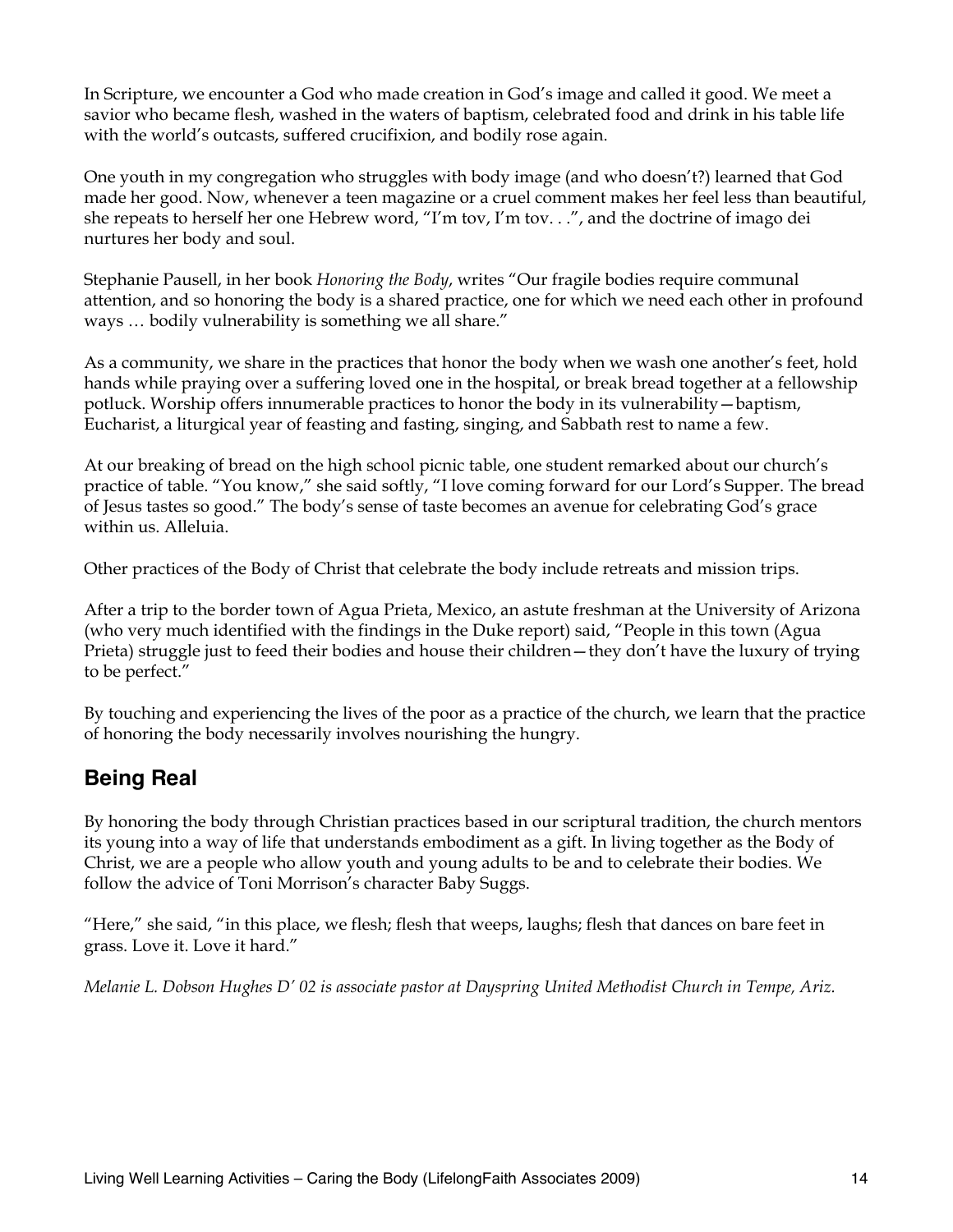In Scripture, we encounter a God who made creation in God's image and called it good. We meet a savior who became flesh, washed in the waters of baptism, celebrated food and drink in his table life with the world's outcasts, suffered crucifixion, and bodily rose again.

One youth in my congregation who struggles with body image (and who doesn't?) learned that God made her good. Now, whenever a teen magazine or a cruel comment makes her feel less than beautiful, she repeats to herself her one Hebrew word, "I'm tov, I'm tov. . .", and the doctrine of imago dei nurtures her body and soul.

Stephanie Pausell, in her book *Honoring the Body*, writes "Our fragile bodies require communal attention, and so honoring the body is a shared practice, one for which we need each other in profound ways … bodily vulnerability is something we all share."

As a community, we share in the practices that honor the body when we wash one another's feet, hold hands while praying over a suffering loved one in the hospital, or break bread together at a fellowship potluck. Worship offers innumerable practices to honor the body in its vulnerability—baptism, Eucharist, a liturgical year of feasting and fasting, singing, and Sabbath rest to name a few.

At our breaking of bread on the high school picnic table, one student remarked about our church's practice of table. "You know," she said softly, "I love coming forward for our Lord's Supper. The bread of Jesus tastes so good." The body's sense of taste becomes an avenue for celebrating God's grace within us. Alleluia.

Other practices of the Body of Christ that celebrate the body include retreats and mission trips.

After a trip to the border town of Agua Prieta, Mexico, an astute freshman at the University of Arizona (who very much identified with the findings in the Duke report) said, "People in this town (Agua Prieta) struggle just to feed their bodies and house their children—they don't have the luxury of trying to be perfect."

By touching and experiencing the lives of the poor as a practice of the church, we learn that the practice of honoring the body necessarily involves nourishing the hungry.

## Being Real

By honoring the body through Christian practices based in our scriptural tradition, the church mentors its young into a way of life that understands embodiment as a gift. In living together as the Body of Christ, we are a people who allow youth and young adults to be and to celebrate their bodies. We follow the advice of Toni Morrison's character Baby Suggs.

"Here," she said, "in this place, we flesh; flesh that weeps, laughs; flesh that dances on bare feet in grass. Love it. Love it hard."

*Melanie L. Dobson Hughes D' 02 is associate pastor at Dayspring United Methodist Church in Tempe, Ariz.*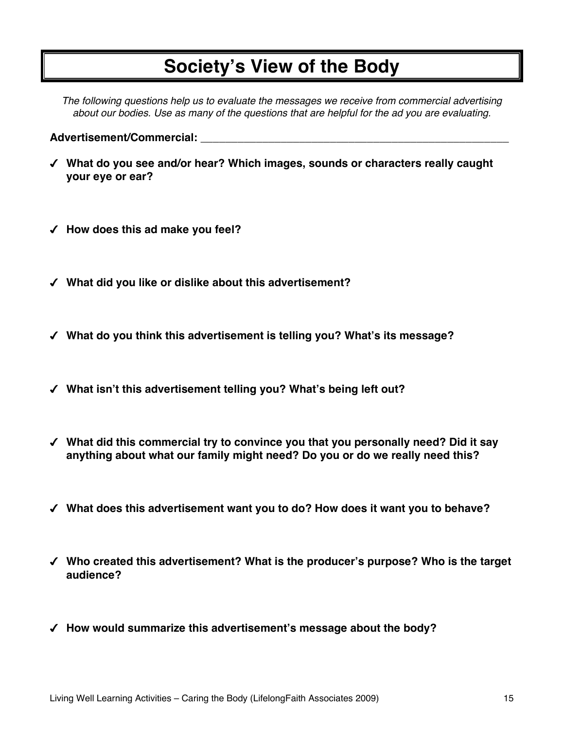# Society's View of the Body

*The following questions help us to evaluate the messages we receive from commercial advertising about our bodies. Use as many of the questions that are helpful for the ad you are evaluating.*

**Advertisement/Commercial:** ______________________________________________________

- ✓ **What do you see and/or hear? Which images, sounds or characters really caught your eye or ear?**

- ✓ **How does this ad make you feel?**

- ✓ **What did you like or dislike about this advertisement?**

- ✓ **What do you think this advertisement is telling you? What's its message?**

- ✓ **What isn't this advertisement telling you? What's being left out?**

- ✓ **What did this commercial try to convince you that you personally need? Did it say anything about what our family might need? Do you or do we really need this?**

- ✓ **What does this advertisement want you to do? How does it want you to behave?**

- ✓ **Who created this advertisement? What is the producer's purpose? Who is the target audience?**

- ✓ **How would summarize this advertisement's message about the body?**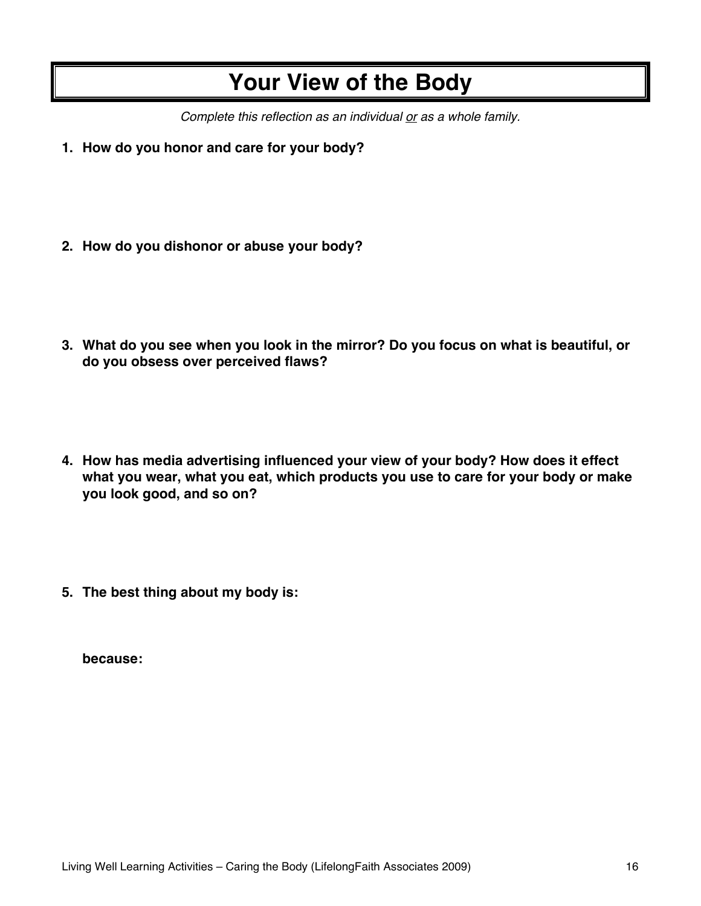# Your View of the Body

*Complete this reflection as an individual or as a whole family.*

1. **How do you honor and care for your body?**

2. **How do you dishonor or abuse your body?**

3. **What do you see when you look in the mirror? Do you focus on what is beautiful, or do you obsess over perceived flaws?**

4. **How has media advertising influenced your view of your body? How does it effect what you wear, what you eat, which products you use to care for your body or make you look good, and so on?**

5. **The best thing about my body is:**

   **because:**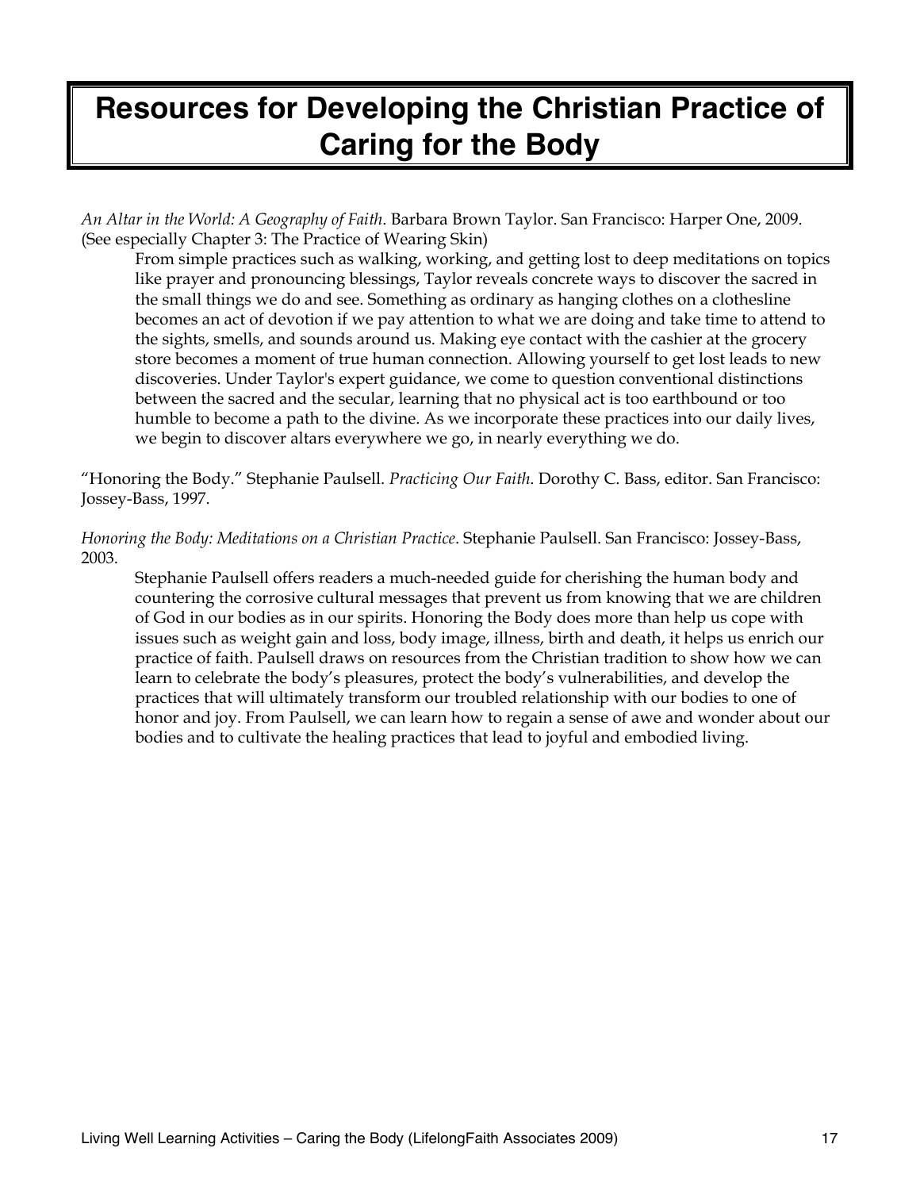# Resources for Developing the Christian Practice of Caring for the Body

*An Altar in the World: A Geography of Faith*. Barbara Brown Taylor. San Francisco: Harper One, 2009. (See especially Chapter 3: The Practice of Wearing Skin)

> From simple practices such as walking, working, and getting lost to deep meditations on topics like prayer and pronouncing blessings, Taylor reveals concrete ways to discover the sacred in the small things we do and see. Something as ordinary as hanging clothes on a clothesline becomes an act of devotion if we pay attention to what we are doing and take time to attend to the sights, smells, and sounds around us. Making eye contact with the cashier at the grocery store becomes a moment of true human connection. Allowing yourself to get lost leads to new discoveries. Under Taylor's expert guidance, we come to question conventional distinctions between the sacred and the secular, learning that no physical act is too earthbound or too humble to become a path to the divine. As we incorporate these practices into our daily lives, we begin to discover altars everywhere we go, in nearly everything we do.

"Honoring the Body." Stephanie Paulsell. *Practicing Our Faith*. Dorothy C. Bass, editor. San Francisco: Jossey-Bass, 1997.

*Honoring the Body: Meditations on a Christian Practice*. Stephanie Paulsell. San Francisco: Jossey-Bass, 2003.

> Stephanie Paulsell offers readers a much-needed guide for cherishing the human body and countering the corrosive cultural messages that prevent us from knowing that we are children of God in our bodies as in our spirits. Honoring the Body does more than help us cope with issues such as weight gain and loss, body image, illness, birth and death, it helps us enrich our practice of faith. Paulsell draws on resources from the Christian tradition to show how we can learn to celebrate the body's pleasures, protect the body's vulnerabilities, and develop the practices that will ultimately transform our troubled relationship with our bodies to one of honor and joy. From Paulsell, we can learn how to regain a sense of awe and wonder about our bodies and to cultivate the healing practices that lead to joyful and embodied living.